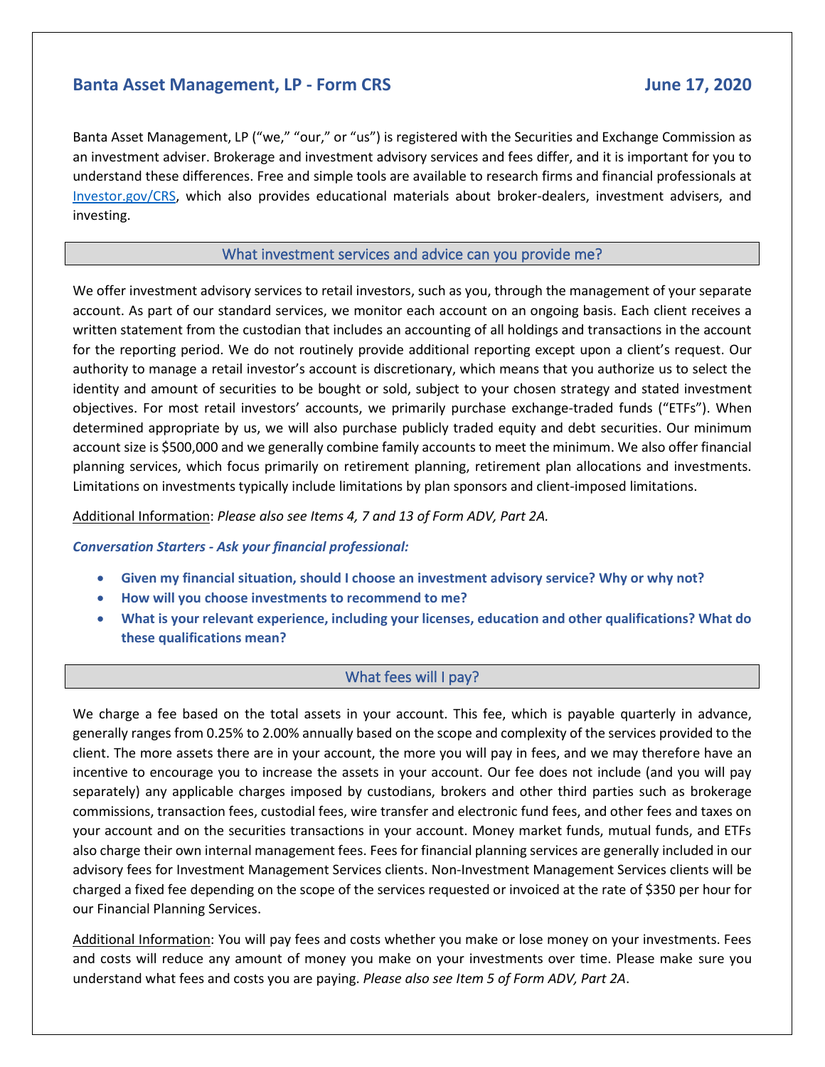# Banta Asset Management, LP - Form CRS

**June 17, 2020**

Banta Asset Management, LP ("we," "our," or "us") is registered with the Securities and Exchange Commission as an investment adviser. Brokerage and investment advisory services and fees differ, and it is important for you to understand these differences. Free and simple tools are available to research firms and financial professionals at Investor.gov/CRS, which also provides educational materials about broker-dealers, investment advisers, and investing.

## What investment services and advice can you provide me?

We offer investment advisory services to retail investors, such as you, through the management of your separate account. As part of our standard services, we monitor each account on an ongoing basis. Each client receives a written statement from the custodian that includes an accounting of all holdings and transactions in the account for the reporting period. We do not routinely provide additional reporting except upon a client's request. Our authority to manage a retail investor's account is discretionary, which means that you authorize us to select the identity and amount of securities to be bought or sold, subject to your chosen strategy and stated investment objectives. For most retail investors' accounts, we primarily purchase exchange-traded funds ("ETFs"). When determined appropriate by us, we will also purchase publicly traded equity and debt securities. Our minimum account size is $500,000 and we generally combine family accounts to meet the minimum. We also offer financial planning services, which focus primarily on retirement planning, retirement plan allocations and investments. Limitations on investments typically include limitations by plan sponsors and client-imposed limitations.

Additional Information: *Please also see Items 4, 7 and 13 of Form ADV, Part 2A.*

***Conversation Starters - Ask your financial professional:***

- **Given my financial situation, should I choose an investment advisory service? Why or why not?**
- **How will you choose investments to recommend to me?**
- **What is your relevant experience, including your licenses, education and other qualifications? What do these qualifications mean?**

## What fees will I pay?

We charge a fee based on the total assets in your account. This fee, which is payable quarterly in advance, generally ranges from 0.25% to 2.00% annually based on the scope and complexity of the services provided to the client. The more assets there are in your account, the more you will pay in fees, and we may therefore have an incentive to encourage you to increase the assets in your account. Our fee does not include (and you will pay separately) any applicable charges imposed by custodians, brokers and other third parties such as brokerage commissions, transaction fees, custodial fees, wire transfer and electronic fund fees, and other fees and taxes on your account and on the securities transactions in your account. Money market funds, mutual funds, and ETFs also charge their own internal management fees. Fees for financial planning services are generally included in our advisory fees for Investment Management Services clients. Non-Investment Management Services clients will be charged a fixed fee depending on the scope of the services requested or invoiced at the rate of $350 per hour for our Financial Planning Services.

Additional Information: You will pay fees and costs whether you make or lose money on your investments. Fees and costs will reduce any amount of money you make on your investments over time. Please make sure you understand what fees and costs you are paying. *Please also see Item 5 of Form ADV, Part 2A*.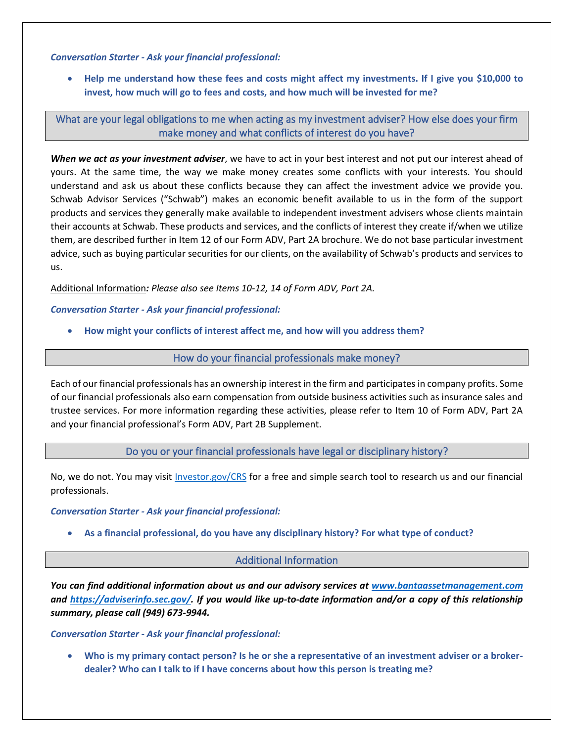***Conversation Starter - Ask your financial professional:***

- **Help me understand how these fees and costs might affect my investments. If I give you $10,000 to invest, how much will go to fees and costs, and how much will be invested for me?**

## What are your legal obligations to me when acting as my investment adviser? How else does your firm make money and what conflicts of interest do you have?

***When we act as your investment adviser***, we have to act in your best interest and not put our interest ahead of yours. At the same time, the way we make money creates some conflicts with your interests. You should understand and ask us about these conflicts because they can affect the investment advice we provide you. Schwab Advisor Services ("Schwab") makes an economic benefit available to us in the form of the support products and services they generally make available to independent investment advisers whose clients maintain their accounts at Schwab. These products and services, and the conflicts of interest they create if/when we utilize them, are described further in Item 12 of our Form ADV, Part 2A brochure. We do not base particular investment advice, such as buying particular securities for our clients, on the availability of Schwab's products and services to us.

Additional Information***:*** *Please also see Items 10-12, 14 of Form ADV, Part 2A.*

***Conversation Starter - Ask your financial professional:***

- **How might your conflicts of interest affect me, and how will you address them?**

## How do your financial professionals make money?

Each of our financial professionals has an ownership interest in the firm and participates in company profits. Some of our financial professionals also earn compensation from outside business activities such as insurance sales and trustee services. For more information regarding these activities, please refer to Item 10 of Form ADV, Part 2A and your financial professional's Form ADV, Part 2B Supplement.

## Do you or your financial professionals have legal or disciplinary history?

No, we do not. You may visit [Investor.gov/CRS](Investor.gov/CRS) for a free and simple search tool to research us and our financial professionals.

***Conversation Starter - Ask your financial professional:***

- **As a financial professional, do you have any disciplinary history? For what type of conduct?**

## Additional Information

***You can find additional information about us and our advisory services at [www.bantaassetmanagement.com](www.bantaassetmanagement.com) and [https://adviserinfo.sec.gov/](https://adviserinfo.sec.gov/). If you would like up-to-date information and/or a copy of this relationship summary, please call (949) 673-9944.***

***Conversation Starter - Ask your financial professional:***

- **Who is my primary contact person? Is he or she a representative of an investment adviser or a broker-dealer? Who can I talk to if I have concerns about how this person is treating me?**